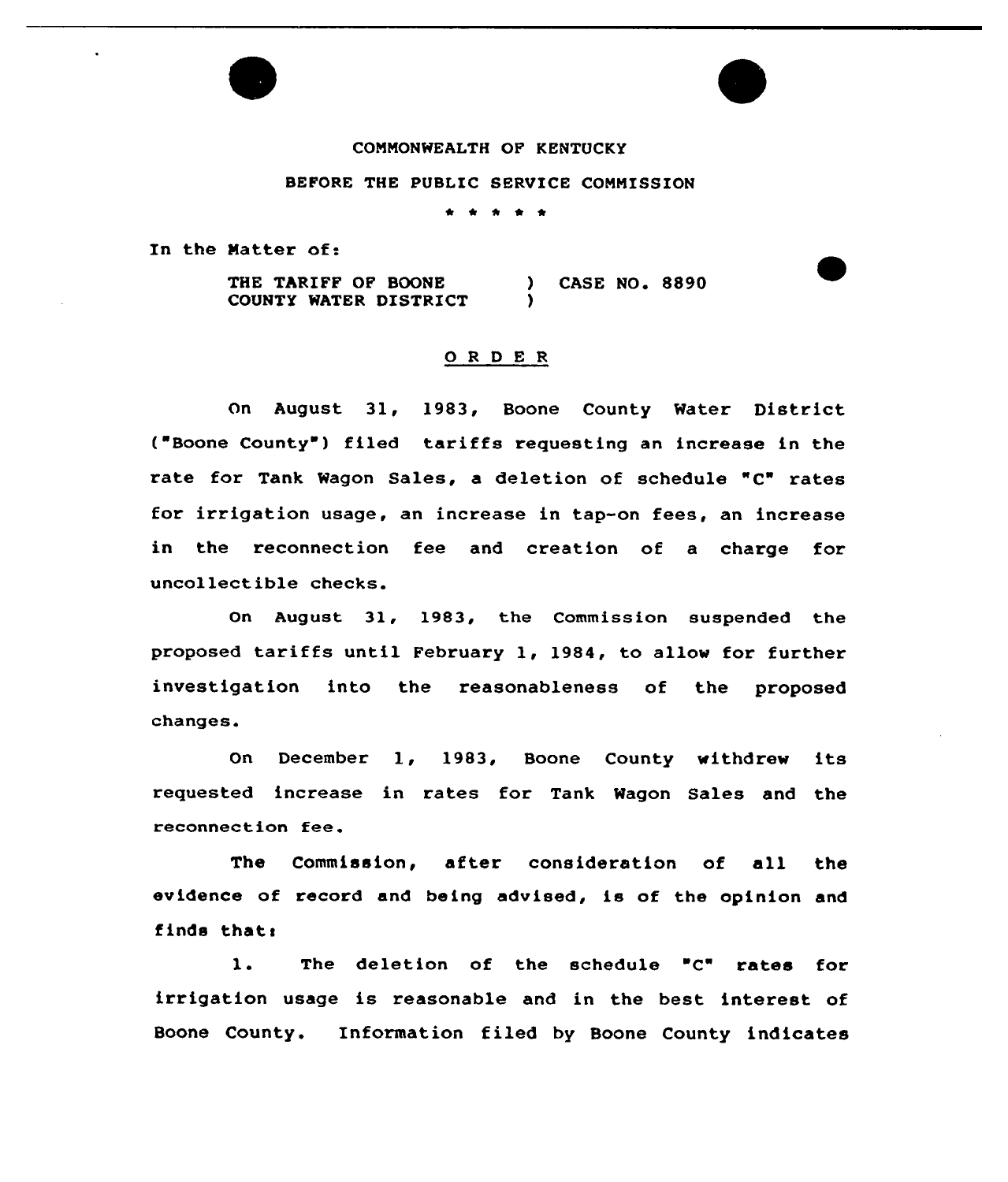COMMONWEALTH OF KENTUCKY

BEFORE THE PUBLIC SERVICE COMMISSION

\* \* \* \* \*

In the Matter of:

THE TARIFF OF BOONE COUNTY WATER DISTRICT ) CASE NO. 8890

## O R D E R

On August 31, 1983, Boone County Water District ("Boone County") filed tariffs requesting an increase in the rate for Tank Wagon Sales, a deletion of schedule "C" rates for irrigation usage, an increase in tap-on fees, an increase in the reconnection fee and creation of a charge for uncollectible checks.

On August 31, 1983, the Commission suspended the proposed tariffs until February 1, 1984, to allow for further investigation into the reasonableness of the proposed changes.

On December 1, 1983, Boone County withdrew its requested increase in rates for Tank Wagon Sales and the reconnection fee.

The Commission, after consideration of all the evidence of record and being advised, is of the opinion and finds that:

1. The deletion of the schedule "C" rates for irrigation usage is reasonable and in the best interest of Boone County. Information filed by Boone County indicates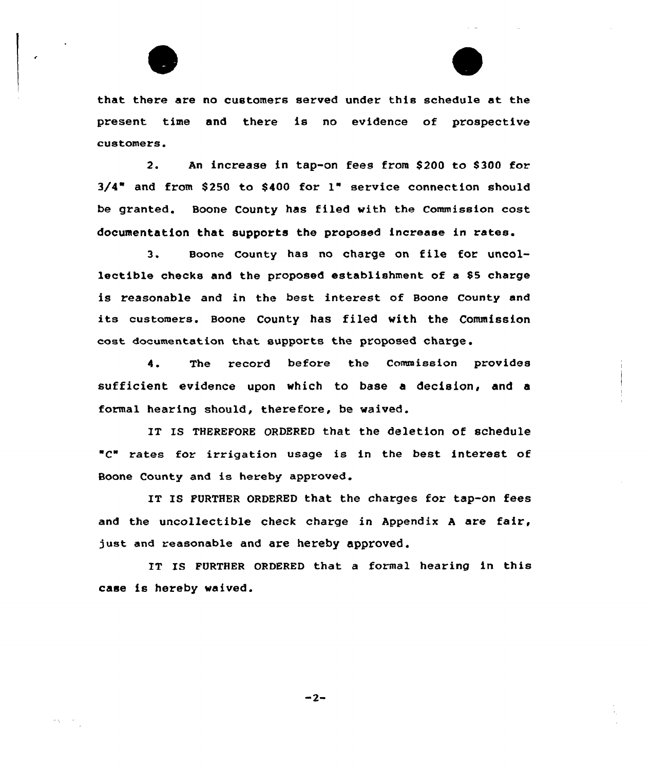that there are no customers served under this schedule at the present time and there is no evidence of prospective customers.

2. An increase in tap-on fees from $200 to $300 for 3/4" and from $250 to $400 for 1" service connection should be granted. Boone County has filed with the Commission cost documentation that supports the proposed increase in rates.

3. Boone County has no charge on file for uncollectible checks and the proposed establishment of a $5 charge is reasonable and in the best interest of Boone County and its customers. Boone County has filed with the Commission cost documentation that supports the proposed charge.

4. The record before the Commission provides sufficient evidence upon which to base a decision, and a formal hearing should, therefore, be waived.

IT IS THEREFORE ORDERED that the deletion of schedule "C" rates for irrigation usage is in the best interest of Boone County and is hereby approved.

IT IS FURTHER ORDERED that the charges for tap-on fees and the uncollectible check charge in Appendix A are fair, just and reasonable and are hereby approved.

IT IS FURTHER ORDERED that a formal hearing in this case is hereby waived.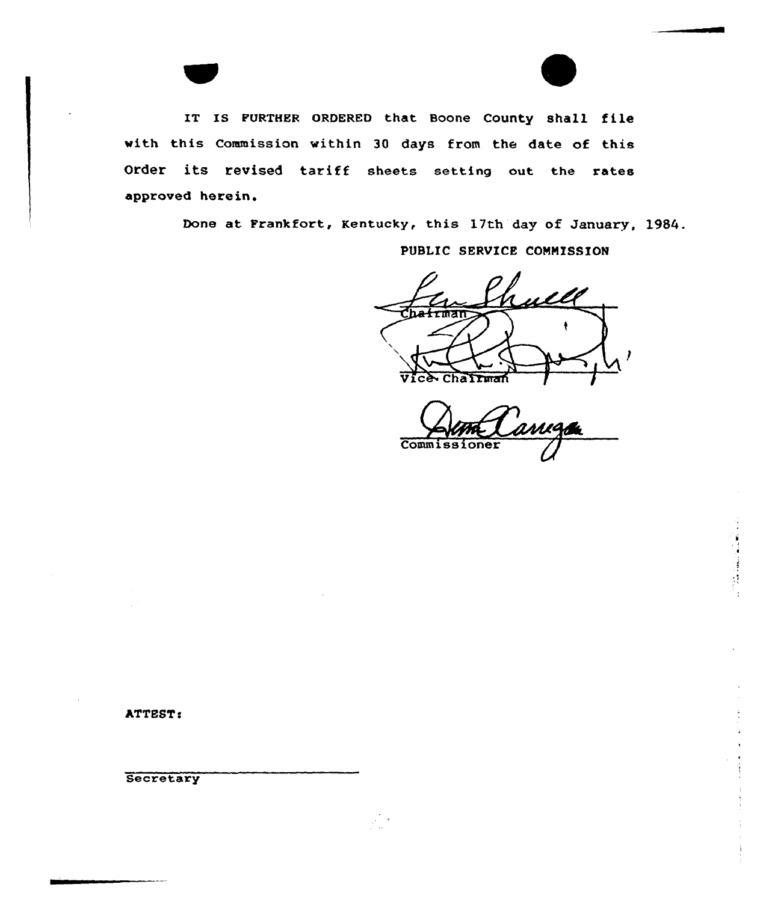IT IS FURTHER ORDERED that Boone County shall file with this Commission within 30 days from the date of this Order its revised tariff sheets setting out the rates approved herein.

Done at Frankfort, Kentucky, this 17th day of January, 1984.

PUBLIC SERVICE COMMISSION

Chairman

Vice Chairman

Commissioner

ATTEST:

Secretary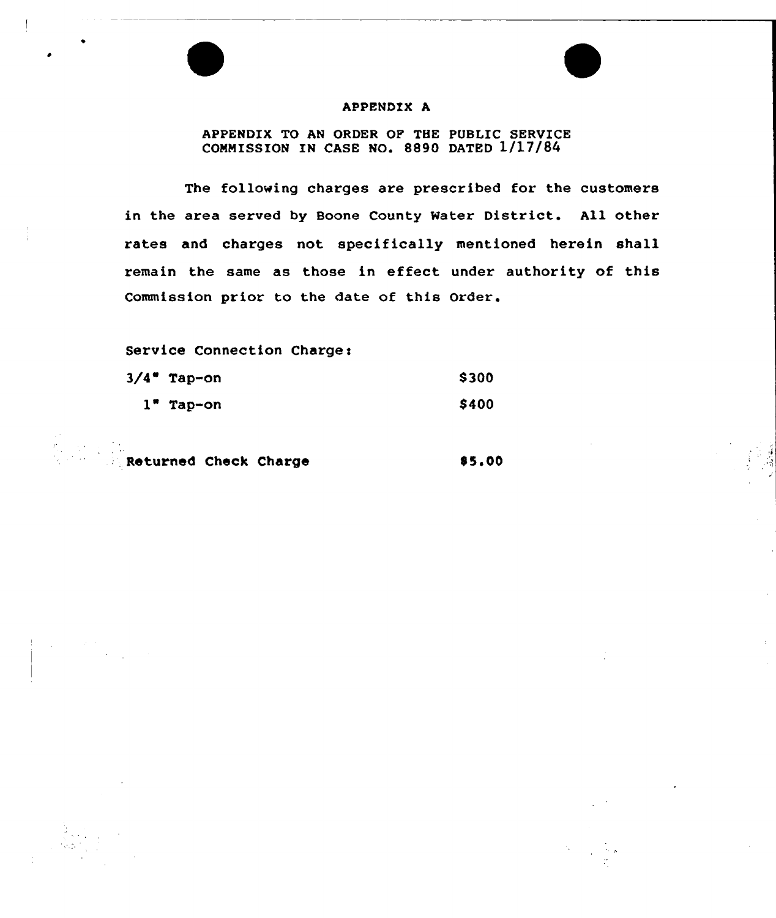# APPENDIX A

## APPENDIX TO AN ORDER OF THE PUBLIC SERVICE COMMISSION IN CASE NO. 8890 DATED 1/17/84

The following charges are prescribed for the customers in the area served by Boone County Water District. All other rates and charges not specifically mentioned herein shall remain the same as those in effect under authority of this Commission prior to the date of this Order.

Service Connection Charge:

| | |
|---|---|
| 3/4" Tap-on | $300 |
| 1" Tap-on | $400 |

| | |
|---|---|
| Returned Check Charge | $5.00 |